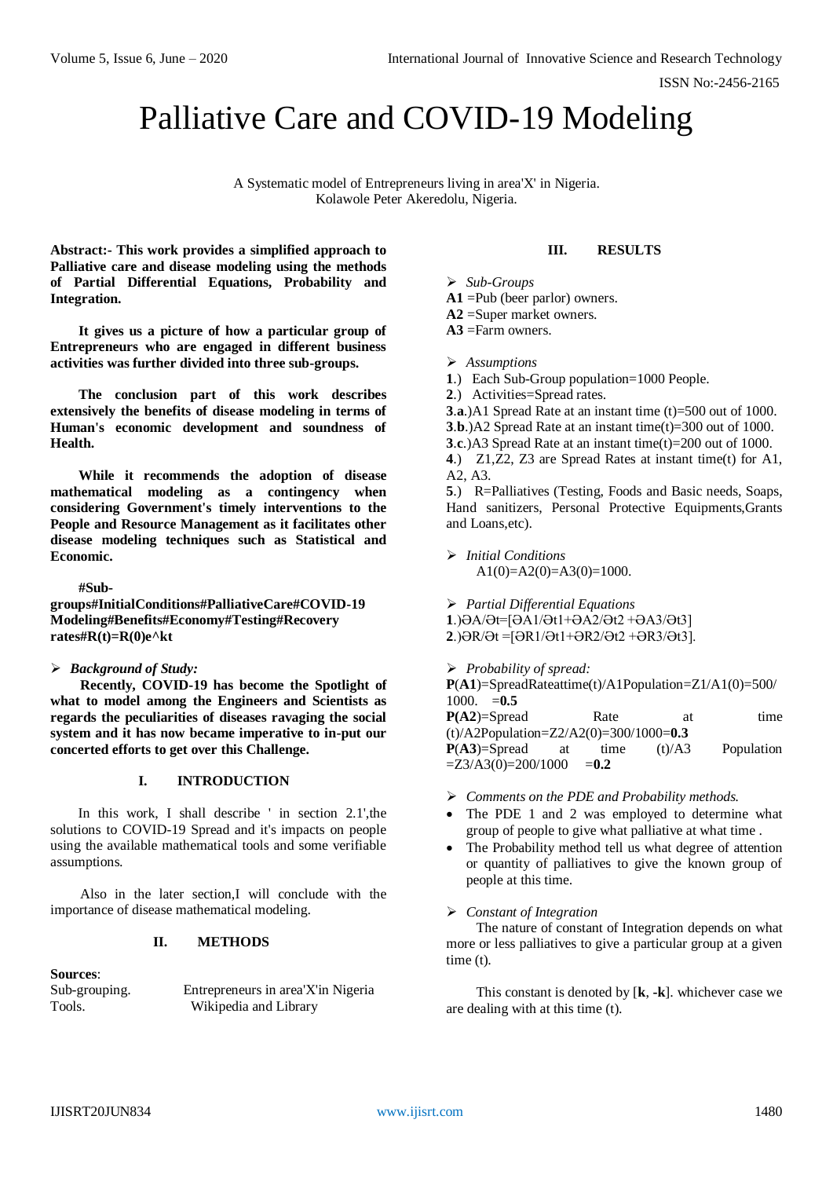# Palliative Care and COVID-19 Modeling

A Systematic model of Entrepreneurs living in area'X' in Nigeria.
Kolawole Peter Akeredolu, Nigeria.

**Abstract:- This work provides a simplified approach to Palliative care and disease modeling using the methods of Partial Differential Equations, Probability and Integration.**

**It gives us a picture of how a particular group of Entrepreneurs who are engaged in different business activities was further divided into three sub-groups.**

**The conclusion part of this work describes extensively the benefits of disease modeling in terms of Human's economic development and soundness of Health.**

**While it recommends the adoption of disease mathematical modeling as a contingency when considering Government's timely interventions to the People and Resource Management as it facilitates other disease modeling techniques such as Statistical and Economic.**

**#Sub-groups#InitialConditions#PalliativeCare#COVID-19 Modeling#Benefits#Economy#Testing#Recovery rates#R(t)=R(0)e^kt**

- ***Background of Study:***

**Recently, COVID-19 has become the Spotlight of what to model among the Engineers and Scientists as regards the peculiarities of diseases ravaging the social system and it has now became imperative to in-put our concerted efforts to get over this Challenge.**

## I. INTRODUCTION

In this work, I shall describe ' in section 2.1',the solutions to COVID-19 Spread and it's impacts on people using the available mathematical tools and some verifiable assumptions.

Also in the later section,I will conclude with the importance of disease mathematical modeling.

## II. METHODS

**Sources**:

| | |
|---|---|
| Sub-grouping. | Entrepreneurs in area'X'in Nigeria |
| Tools. | Wikipedia and Library |

## III. RESULTS

- *Sub-Groups*

**A1** =Pub (beer parlor) owners.
**A2** =Super market owners.
**A3** =Farm owners.

- *Assumptions*

**1**.) Each Sub-Group population=1000 People.
**2**.) Activities=Spread rates.
**3**.**a**.)A1 Spread Rate at an instant time (t)=500 out of 1000.
**3**.**b**.)A2 Spread Rate at an instant time(t)=300 out of 1000.
**3**.**c**.)A3 Spread Rate at an instant time(t)=200 out of 1000.
**4**.) Z1,Z2, Z3 are Spread Rates at instant time(t) for A1, A2, A3.
**5**.) R=Palliatives (Testing, Foods and Basic needs, Soaps, Hand sanitizers, Personal Protective Equipments,Grants and Loans,etc).

- *Initial Conditions*

A1(0)=A2(0)=A3(0)=1000.

- *Partial Differential Equations*

**1**.)$\partial A/\partial t=[\partial A1/\partial t1+\partial A2/\partial t2+\partial A3/\partial t3]$
**2**.)$\partial R/\partial t=[\partial R1/\partial t1+\partial R2/\partial t2+\partial R3/\partial t3]$.

- *Probability of spread:*

**P**(**A1**)=SpreadRateattime(t)/A1Population=Z1/A1(0)=500/1000. =**0.5**
**P(A2)**=Spread Rate at time (t)/A2Population=Z2/A2(0)=300/1000=**0.3**
**P**(**A3**)=Spread at time (t)/A3 Population =Z3/A3(0)=200/1000 =**0.2**

- *Comments on the PDE and Probability methods.*

- The PDE 1 and 2 was employed to determine what group of people to give what palliative at what time .
- The Probability method tell us what degree of attention or quantity of palliatives to give the known group of people at this time.

- *Constant of Integration*

The nature of constant of Integration depends on what more or less palliatives to give a particular group at a given time (t).

This constant is denoted by [**k**, **-k**]. whichever case we are dealing with at this time (t).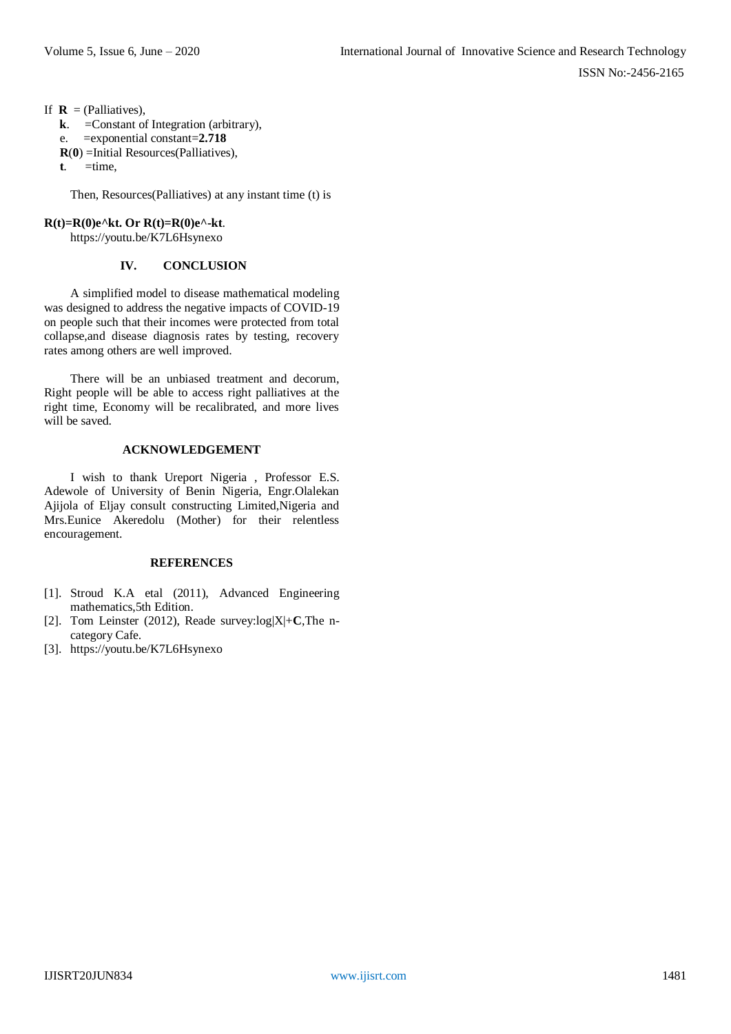If $\mathbf{R}$ = (Palliatives),

$\mathbf{k}$. =Constant of Integration (arbitrary),

e. =exponential constant=**2.718**

$\mathbf{R}(\mathbf{0})$ =Initial Resources(Palliatives),

$\mathbf{t}$. =time,

Then, Resources(Palliatives) at any instant time (t) is

**R(t)=R(0)e^kt. Or R(t)=R(0)e^-kt**.

https://youtu.be/K7L6Hsynexo

## IV. CONCLUSION

A simplified model to disease mathematical modeling was designed to address the negative impacts of COVID-19 on people such that their incomes were protected from total collapse,and disease diagnosis rates by testing, recovery rates among others are well improved.

There will be an unbiased treatment and decorum, Right people will be able to access right palliatives at the right time, Economy will be recalibrated, and more lives will be saved.

## ACKNOWLEDGEMENT

I wish to thank Ureport Nigeria , Professor E.S. Adewole of University of Benin Nigeria, Engr.Olalekan Ajijola of Eljay consult constructing Limited,Nigeria and Mrs.Eunice Akeredolu (Mother) for their relentless encouragement.

## REFERENCES

[1]. Stroud K.A etal (2011), Advanced Engineering mathematics,5th Edition.

[2]. Tom Leinster (2012), Reade survey:log|X|+**C**,The n-category Cafe.

[3]. https://youtu.be/K7L6Hsynexo